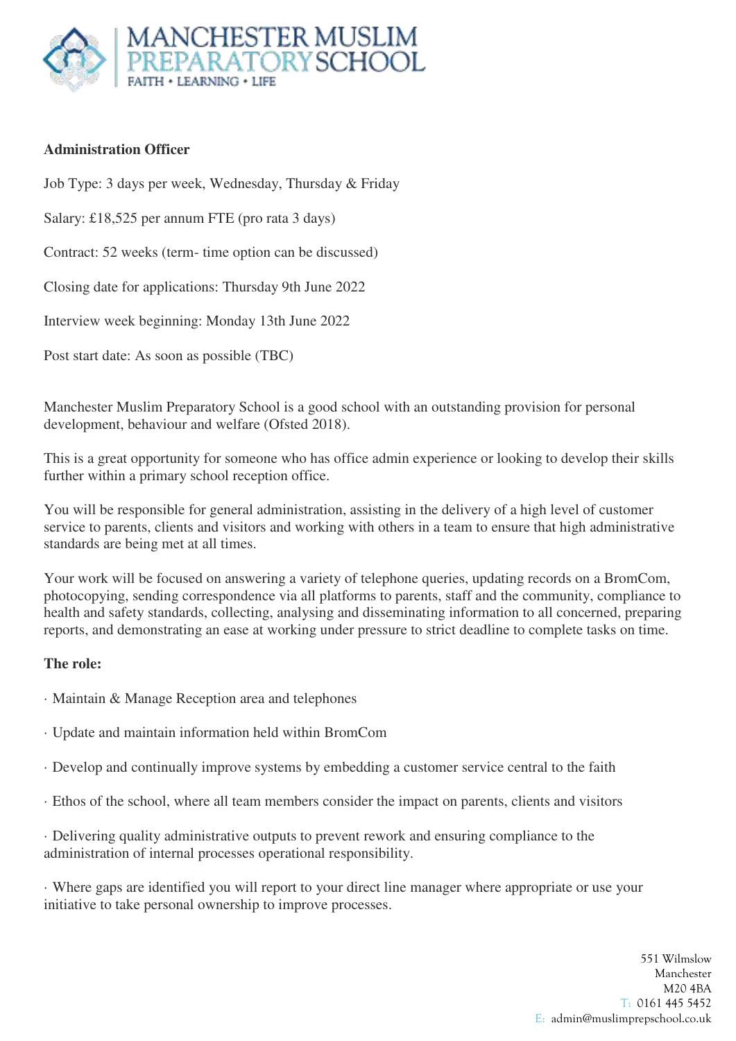**Administration Officer**

Job Type: 3 days per week, Wednesday, Thursday & Friday

Salary: £18,525 per annum FTE (pro rata 3 days)

Contract: 52 weeks (term- time option can be discussed)

Closing date for applications: Thursday 9th June 2022

Interview week beginning: Monday 13th June 2022

Post start date: As soon as possible (TBC)

Manchester Muslim Preparatory School is a good school with an outstanding provision for personal development, behaviour and welfare (Ofsted 2018).

This is a great opportunity for someone who has office admin experience or looking to develop their skills further within a primary school reception office.

You will be responsible for general administration, assisting in the delivery of a high level of customer service to parents, clients and visitors and working with others in a team to ensure that high administrative standards are being met at all times.

Your work will be focused on answering a variety of telephone queries, updating records on a BromCom, photocopying, sending correspondence via all platforms to parents, staff and the community, compliance to health and safety standards, collecting, analysing and disseminating information to all concerned, preparing reports, and demonstrating an ease at working under pressure to strict deadline to complete tasks on time.

**The role:**

· Maintain & Manage Reception area and telephones

· Update and maintain information held within BromCom

· Develop and continually improve systems by embedding a customer service central to the faith

· Ethos of the school, where all team members consider the impact on parents, clients and visitors

· Delivering quality administrative outputs to prevent rework and ensuring compliance to the administration of internal processes operational responsibility.

· Where gaps are identified you will report to your direct line manager where appropriate or use your initiative to take personal ownership to improve processes.

551 Wilmslow
Manchester
M20 4BA
T: 0161 445 5452
E: admin@muslimprepschool.co.uk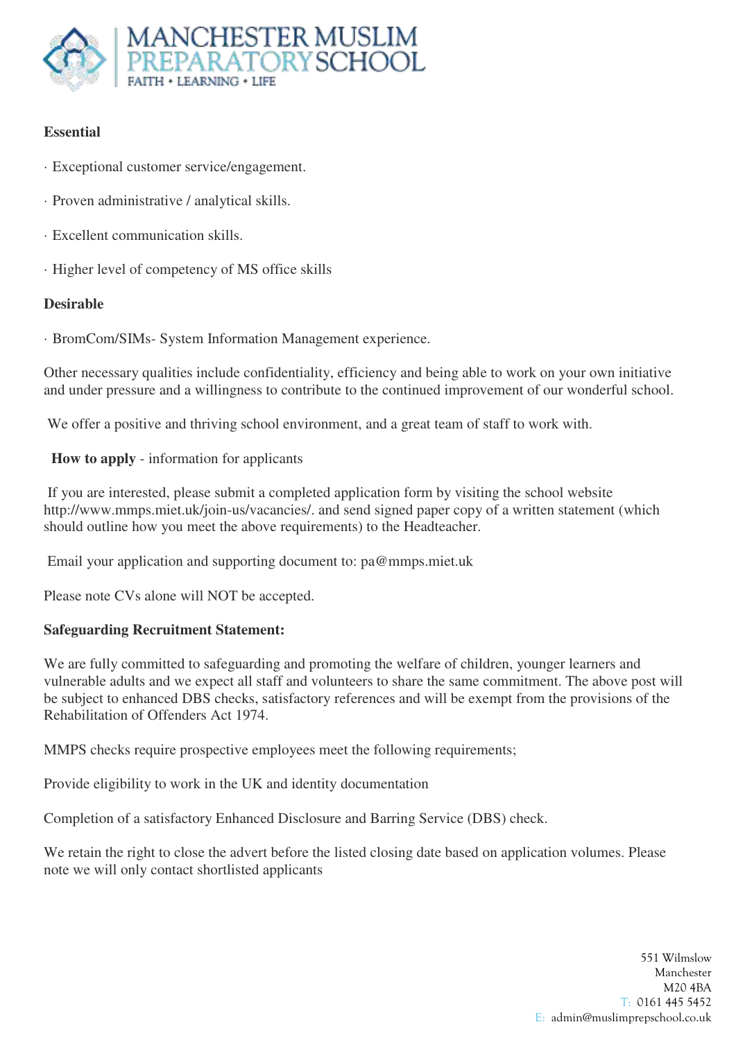**Essential**

· Exceptional customer service/engagement.

· Proven administrative / analytical skills.

· Excellent communication skills.

· Higher level of competency of MS office skills

**Desirable**

· BromCom/SIMs- System Information Management experience.

Other necessary qualities include confidentiality, efficiency and being able to work on your own initiative and under pressure and a willingness to contribute to the continued improvement of our wonderful school.

We offer a positive and thriving school environment, and a great team of staff to work with.

**How to apply** - information for applicants

If you are interested, please submit a completed application form by visiting the school website http://www.mmps.miet.uk/join-us/vacancies/. and send signed paper copy of a written statement (which should outline how you meet the above requirements) to the Headteacher.

Email your application and supporting document to: pa@mmps.miet.uk

Please note CVs alone will NOT be accepted.

**Safeguarding Recruitment Statement:**

We are fully committed to safeguarding and promoting the welfare of children, younger learners and vulnerable adults and we expect all staff and volunteers to share the same commitment. The above post will be subject to enhanced DBS checks, satisfactory references and will be exempt from the provisions of the Rehabilitation of Offenders Act 1974.

MMPS checks require prospective employees meet the following requirements;

Provide eligibility to work in the UK and identity documentation

Completion of a satisfactory Enhanced Disclosure and Barring Service (DBS) check.

We retain the right to close the advert before the listed closing date based on application volumes. Please note we will only contact shortlisted applicants